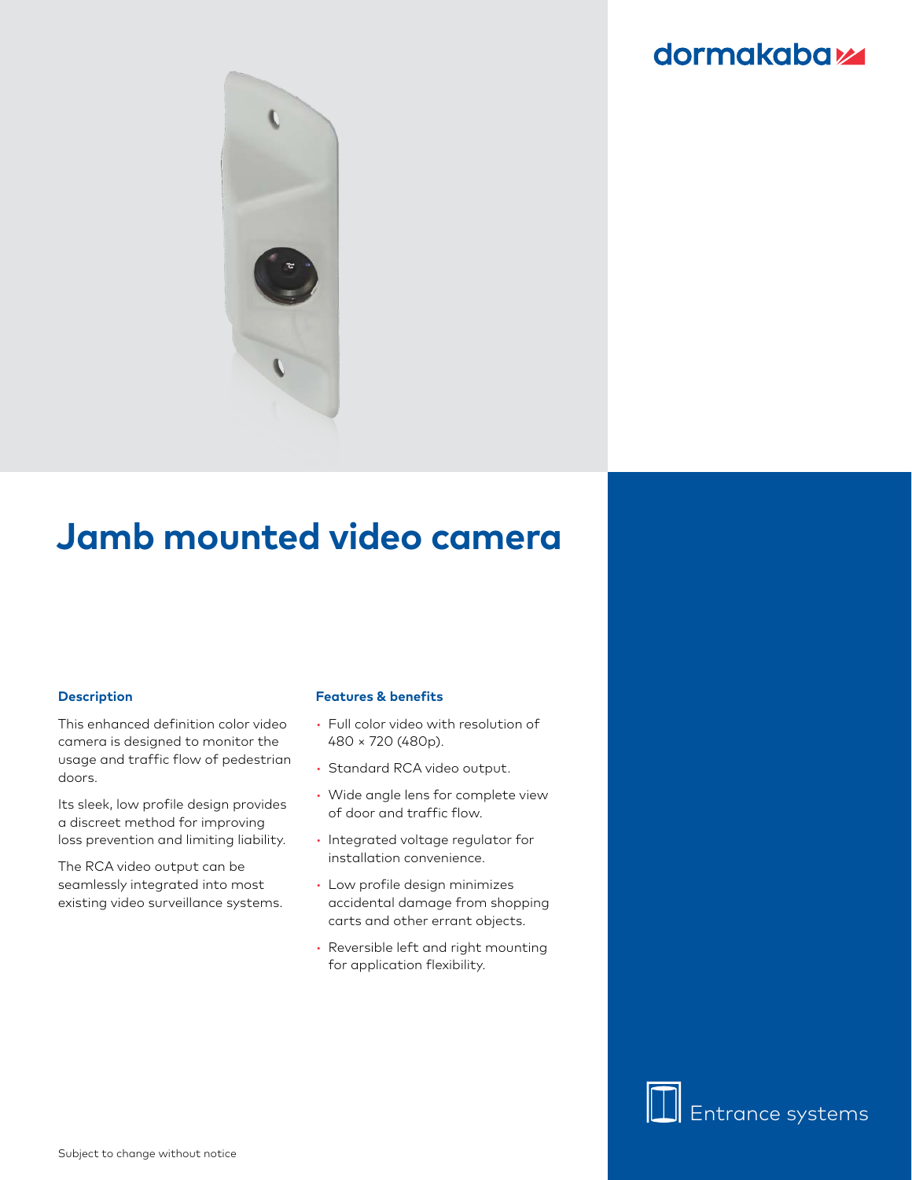dormakaba

# Jamb mounted video camera

### Description

This enhanced definition color video camera is designed to monitor the usage and traffic flow of pedestrian doors.

Its sleek, low profile design provides a discreet method for improving loss prevention and limiting liability.

The RCA video output can be seamlessly integrated into most existing video surveillance systems.

### Features & benefits

- Full color video with resolution of 480 × 720 (480p).
- Standard RCA video output.
- Wide angle lens for complete view of door and traffic flow.
- Integrated voltage regulator for installation convenience.
- Low profile design minimizes accidental damage from shopping carts and other errant objects.
- Reversible left and right mounting for application flexibility.

Entrance systems

Subject to change without notice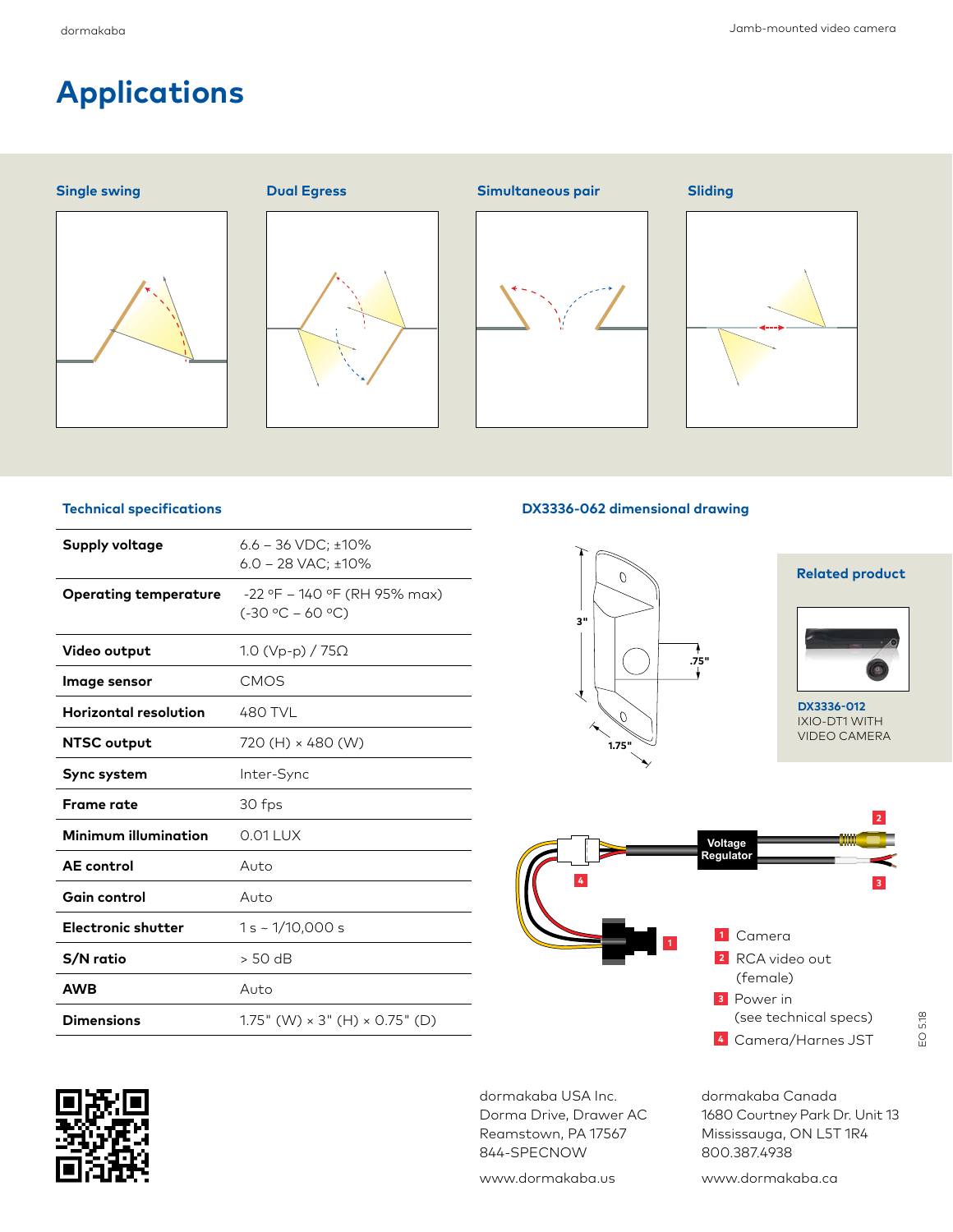# Applications

Single swing

Dual Egress

Simultaneous pair

Sliding

## Technical specifications

| | |
|---|---|
| **Supply voltage** | 6.6 – 36 VDC; ±10%<br>6.0 – 28 VAC; ±10% |
| **Operating temperature** | -22 °F – 140 °F (RH 95% max)<br>(-30 °C – 60 °C) |
| **Video output** | 1.0 (Vp-p) / 75Ω |
| **Image sensor** | CMOS |
| **Horizontal resolution** | 480 TVL |
| **NTSC output** | 720 (H) × 480 (W) |
| **Sync system** | Inter-Sync |
| **Frame rate** | 30 fps |
| **Minimum illumination** | 0.01 LUX |
| **AE control** | Auto |
| **Gain control** | Auto |
| **Electronic shutter** | 1 s ~ 1/10,000 s |
| **S/N ratio** | > 50 dB |
| **AWB** | Auto |
| **Dimensions** | 1.75" (W) × 3" (H) × 0.75" (D) |

## DX3336-062 dimensional drawing

3"

.75"

1.75"

### Related product

**DX3336-012**
IXIO-DT1 WITH VIDEO CAMERA

Voltage Regulator

1. Camera
2. RCA video out (female)
3. Power in (see technical specs)
4. Camera/Harnes JST

EO 5.18

dormakaba USA Inc.
Dorma Drive, Drawer AC
Reamstown, PA 17567
844-SPECNOW

www.dormakaba.us

dormakaba Canada
1680 Courtney Park Dr. Unit 13
Mississauga, ON L5T 1R4
800.387.4938

www.dormakaba.ca